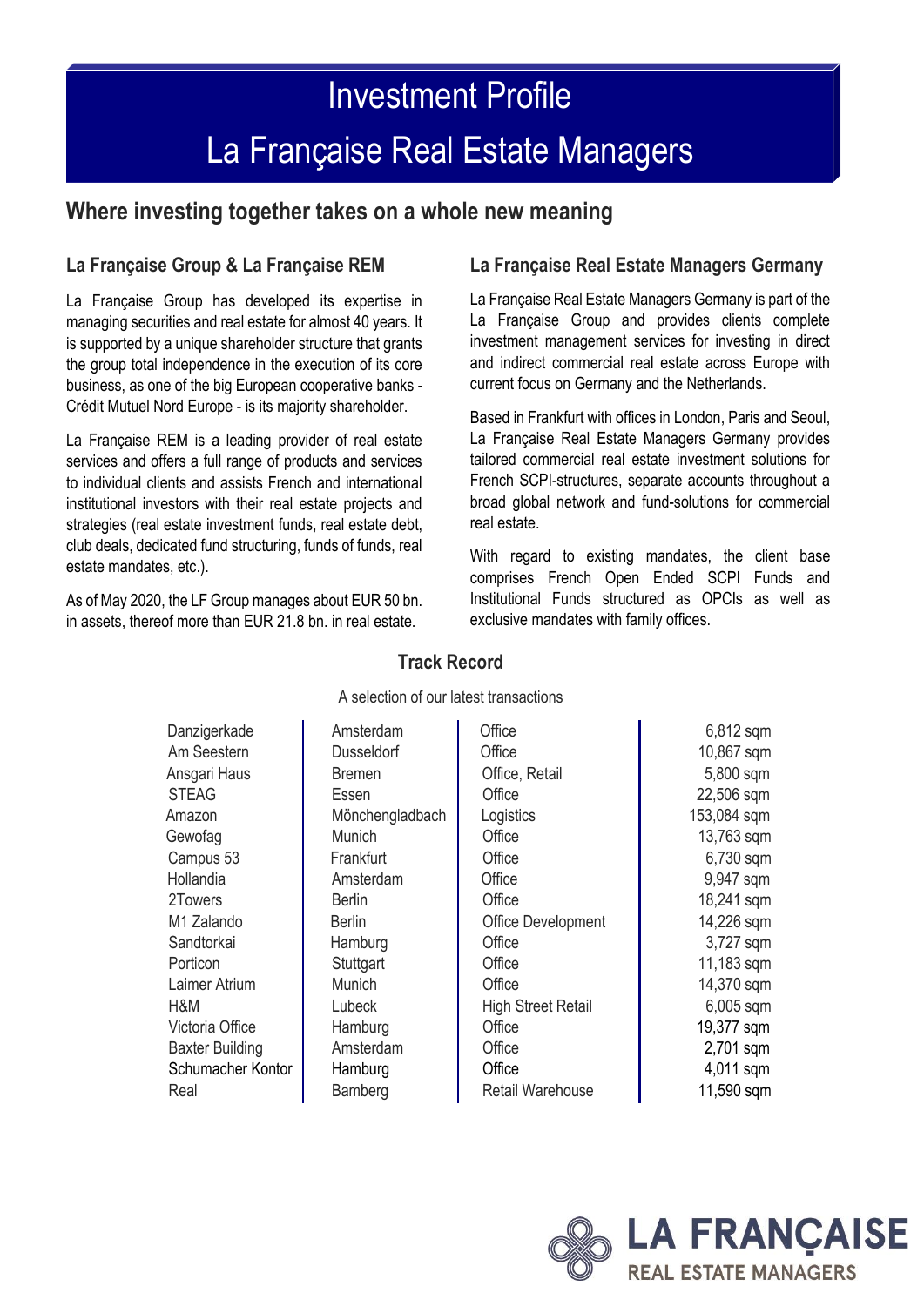# Investment Profile

# La Française Real Estate Managers

## Where investing together takes on a whole new meaning

### La Française Group & La Française REM

La Française Group has developed its expertise in managing securities and real estate for almost 40 years. It is supported by a unique shareholder structure that grants the group total independence in the execution of its core business, as one of the big European cooperative banks - Crédit Mutuel Nord Europe - is its majority shareholder.

La Française REM is a leading provider of real estate services and offers a full range of products and services to individual clients and assists French and international institutional investors with their real estate projects and strategies (real estate investment funds, real estate debt, club deals, dedicated fund structuring, funds of funds, real estate mandates, etc.).

As of May 2020, the LF Group manages about EUR 50 bn. in assets, thereof more than EUR 21.8 bn. in real estate.

### La Française Real Estate Managers Germany

La Française Real Estate Managers Germany is part of the La Française Group and provides clients complete investment management services for investing in direct and indirect commercial real estate across Europe with current focus on Germany and the Netherlands.

Based in Frankfurt with offices in London, Paris and Seoul, La Française Real Estate Managers Germany provides tailored commercial real estate investment solutions for French SCPI-structures, separate accounts throughout a broad global network and fund-solutions for commercial real estate.

With regard to existing mandates, the client base comprises French Open Ended SCPI Funds and Institutional Funds structured as OPCIs as well as exclusive mandates with family offices.

### Track Record

A selection of our latest transactions

| Property | City | Type | Area |
|---|---|---|---|
| Danzigerkade | Amsterdam | Office | 6,812 sqm |
| Am Seestern | Dusseldorf | Office | 10,867 sqm |
| Ansgari Haus | Bremen | Office, Retail | 5,800 sqm |
| STEAG | Essen | Office | 22,506 sqm |
| Amazon | Mönchengladbach | Logistics | 153,084 sqm |
| Gewofag | Munich | Office | 13,763 sqm |
| Campus 53 | Frankfurt | Office | 6,730 sqm |
| Hollandia | Amsterdam | Office | 9,947 sqm |
| 2Towers | Berlin | Office | 18,241 sqm |
| M1 Zalando | Berlin | Office Development | 14,226 sqm |
| Sandtorkai | Hamburg | Office | 3,727 sqm |
| Porticon | Stuttgart | Office | 11,183 sqm |
| Laimer Atrium | Munich | Office | 14,370 sqm |
| H&M | Lubeck | High Street Retail | 6,005 sqm |
| Victoria Office | Hamburg | Office | 19,377 sqm |
| Baxter Building | Amsterdam | Office | 2,701 sqm |
| Schumacher Kontor | Hamburg | Office | 4,011 sqm |
| Real | Bamberg | Retail Warehouse | 11,590 sqm |

LA FRANÇAISE
REAL ESTATE MANAGERS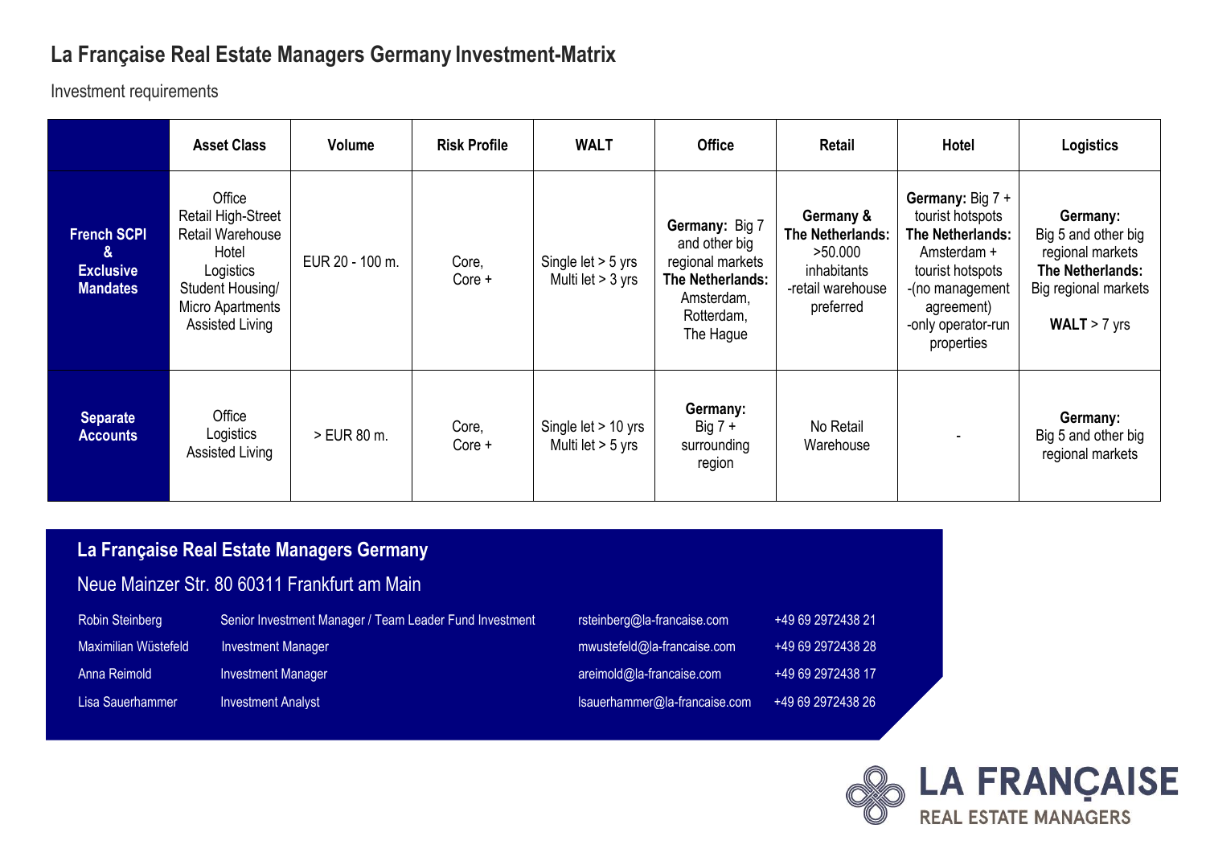# La Française Real Estate Managers Germany Investment-Matrix

Investment requirements

| | Asset Class | Volume | Risk Profile | WALT | Office | Retail | Hotel | Logistics |
|---|---|---|---|---|---|---|---|---|
| **French SCPI & Exclusive Mandates** | Office<br>Retail High-Street<br>Retail Warehouse<br>Hotel<br>Logistics<br>Student Housing/ Micro Apartments<br>Assisted Living | EUR 20 - 100 m. | Core,<br>Core + | Single let > 5 yrs<br>Multi let > 3 yrs | **Germany:** Big 7 and other big regional markets<br>**The Netherlands:** Amsterdam, Rotterdam, The Hague | **Germany & The Netherlands:** >50.000 inhabitants<br>-retail warehouse preferred | **Germany:** Big 7 + tourist hotspots<br>**The Netherlands:** Amsterdam + tourist hotspots<br>-(no management agreement)<br>-only operator-run properties | **Germany:** Big 5 and other big regional markets<br>**The Netherlands:** Big regional markets<br>**WALT** > 7 yrs |
| **Separate Accounts** | Office<br>Logistics<br>Assisted Living | > EUR 80 m. | Core,<br>Core + | Single let > 10 yrs<br>Multi let > 5 yrs | **Germany:** Big 7 + surrounding region | No Retail Warehouse | - | **Germany:** Big 5 and other big regional markets |

## La Française Real Estate Managers Germany

Neue Mainzer Str. 80 60311 Frankfurt am Main

| | | | |
|---|---|---|---|
| Robin Steinberg | Senior Investment Manager / Team Leader Fund Investment | rsteinberg@la-francaise.com | +49 69 2972438 21 |
| Maximilian Wüstefeld | Investment Manager | mwustefeld@la-francaise.com | +49 69 2972438 28 |
| Anna Reimold | Investment Manager | areimold@la-francaise.com | +49 69 2972438 17 |
| Lisa Sauerhammer | Investment Analyst | lsauerhammer@la-francaise.com | +49 69 2972438 26 |

LA FRANÇAISE
REAL ESTATE MANAGERS